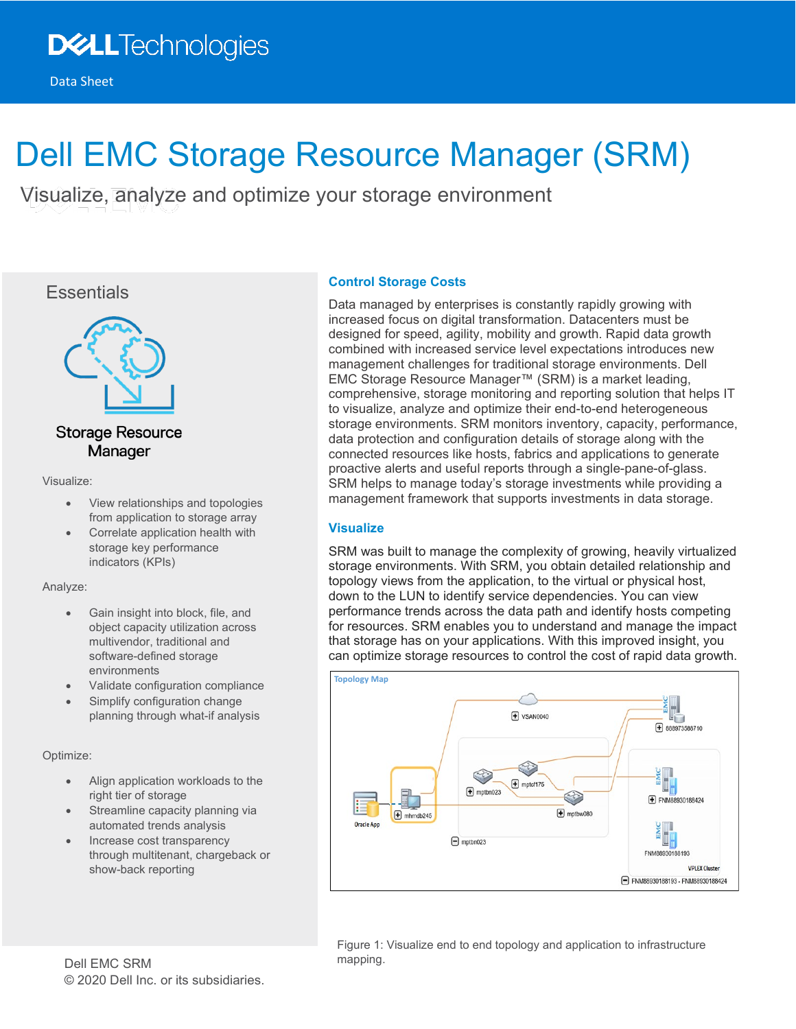Data Sheet

# Dell EMC Storage Resource Manager (SRM)

Visualize, analyze and optimize your storage environment

## Essentials

**Storage Resource Manager**

Visualize:

- View relationships and topologies from application to storage array
- Correlate application health with storage key performance indicators (KPIs)

Analyze:

- Gain insight into block, file, and object capacity utilization across multivendor, traditional and software-defined storage environments
- Validate configuration compliance
- Simplify configuration change planning through what-if analysis

Optimize:

- Align application workloads to the right tier of storage
- Streamline capacity planning via automated trends analysis
- Increase cost transparency through multitenant, chargeback or show-back reporting

### Control Storage Costs

Data managed by enterprises is constantly rapidly growing with increased focus on digital transformation. Datacenters must be designed for speed, agility, mobility and growth. Rapid data growth combined with increased service level expectations introduces new management challenges for traditional storage environments. Dell EMC Storage Resource Manager™ (SRM) is a market leading, comprehensive, storage monitoring and reporting solution that helps IT to visualize, analyze and optimize their end-to-end heterogeneous storage environments. SRM monitors inventory, capacity, performance, data protection and configuration details of storage along with the connected resources like hosts, fabrics and applications to generate proactive alerts and useful reports through a single-pane-of-glass. SRM helps to manage today's storage investments while providing a management framework that supports investments in data storage.

### Visualize

SRM was built to manage the complexity of growing, heavily virtualized storage environments. With SRM, you obtain detailed relationship and topology views from the application, to the virtual or physical host, down to the LUN to identify service dependencies. You can view performance trends across the data path and identify hosts competing for resources. SRM enables you to understand and manage the impact that storage has on your applications. With this improved insight, you can optimize storage resources to control the cost of rapid data growth.

Figure 1: Visualize end to end topology and application to infrastructure mapping.

Dell EMC SRM
© 2020 Dell Inc. or its subsidiaries.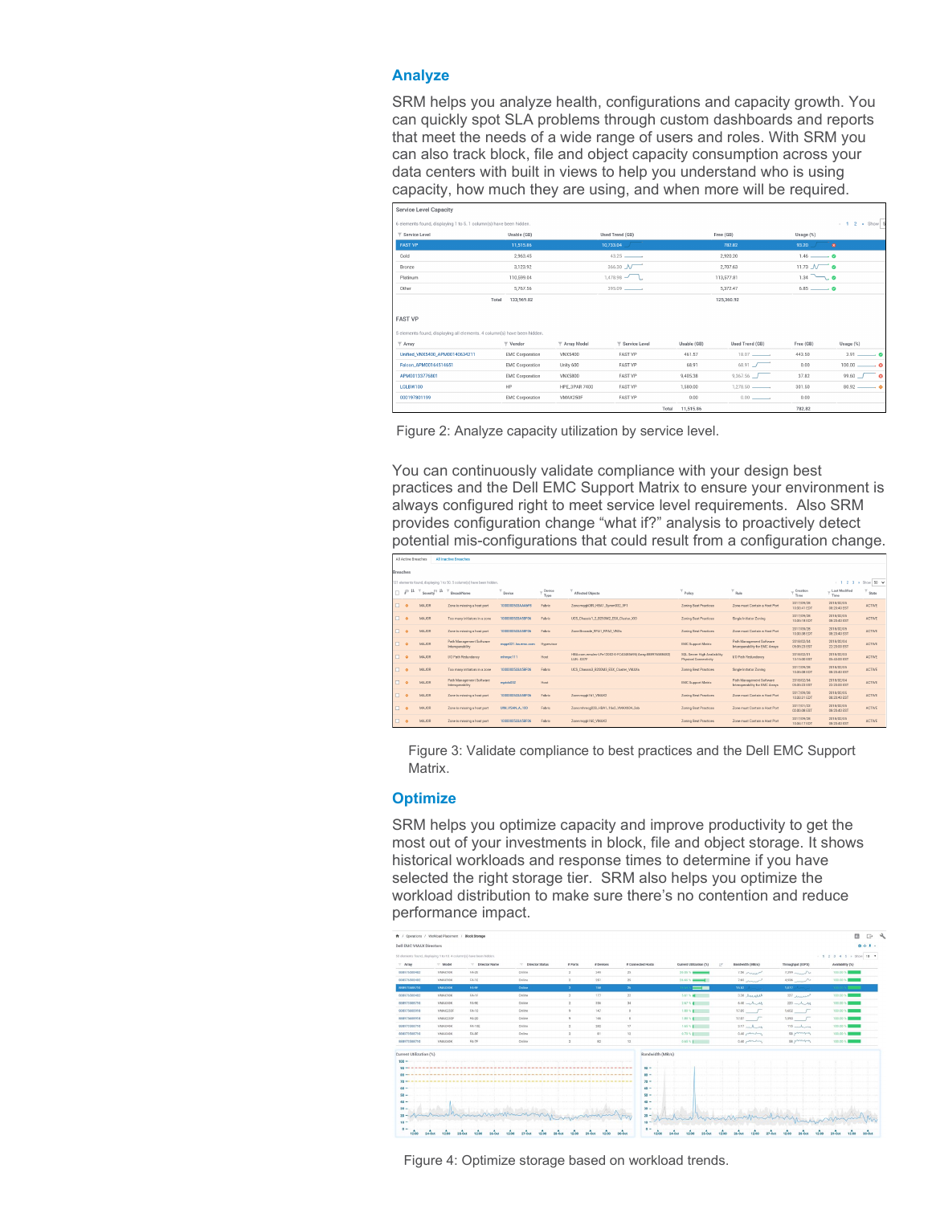## Analyze

SRM helps you analyze health, configurations and capacity growth. You can quickly spot SLA problems through custom dashboards and reports that meet the needs of a wide range of users and roles. With SRM you can also track block, file and object capacity consumption across your data centers with built in views to help you understand who is using capacity, how much they are using, and when more will be required.

Figure 2: Analyze capacity utilization by service level.

You can continuously validate compliance with your design best practices and the Dell EMC Support Matrix to ensure your environment is always configured right to meet service level requirements. Also SRM provides configuration change "what if?" analysis to proactively detect potential mis-configurations that could result from a configuration change.

Figure 3: Validate compliance to best practices and the Dell EMC Support Matrix.

## Optimize

SRM helps you optimize capacity and improve productivity to get the most out of your investments in block, file and object storage. It shows historical workloads and response times to determine if you have selected the right storage tier. SRM also helps you optimize the workload distribution to make sure there's no contention and reduce performance impact.

Figure 4: Optimize storage based on workload trends.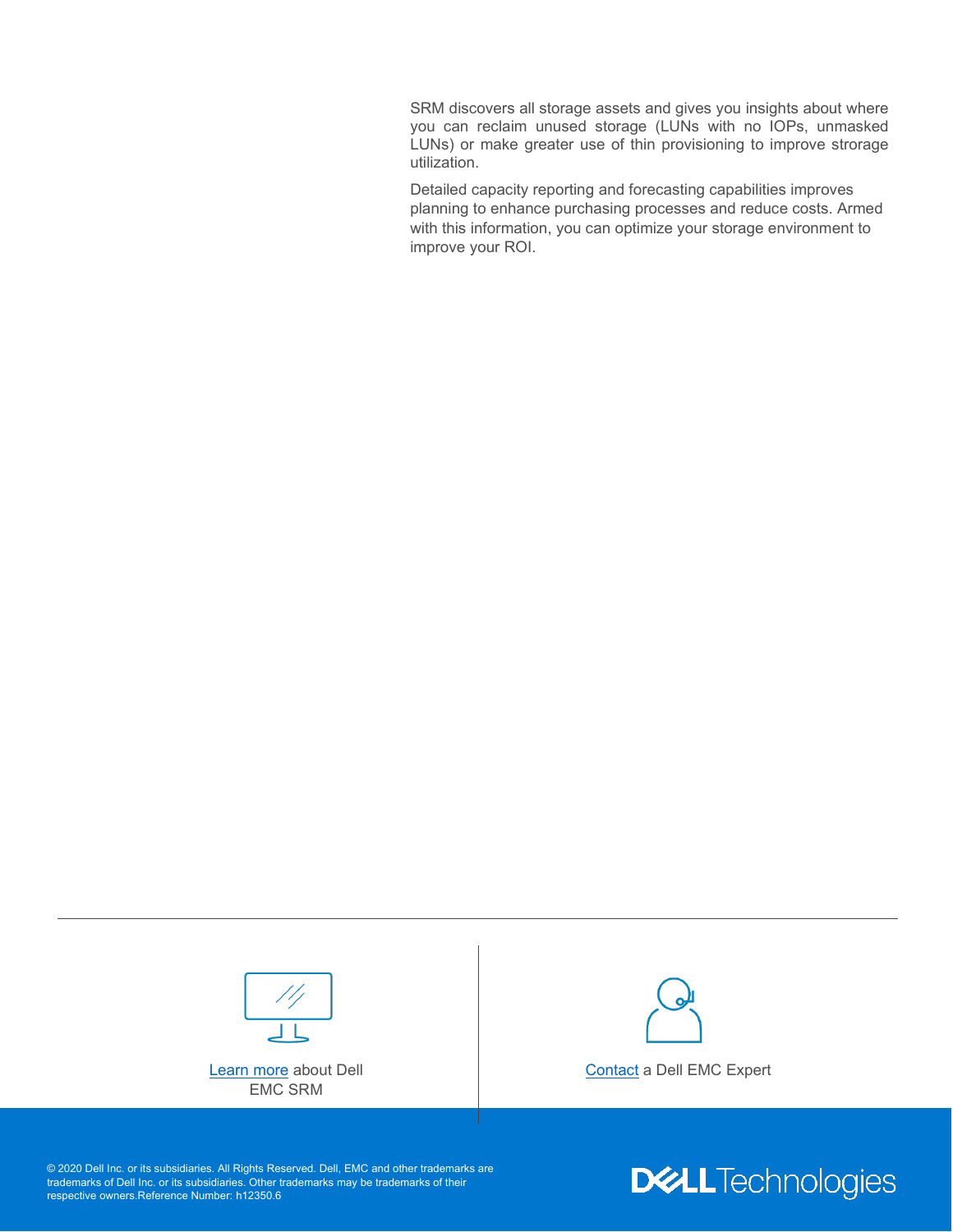SRM discovers all storage assets and gives you insights about where you can reclaim unused storage (LUNs with no IOPs, unmasked LUNs) or make greater use of thin provisioning to improve strorage utilization.

Detailed capacity reporting and forecasting capabilities improves planning to enhance purchasing processes and reduce costs. Armed with this information, you can optimize your storage environment to improve your ROI.

---

Learn more about Dell EMC SRM

Contact a Dell EMC Expert

© 2020 Dell Inc. or its subsidiaries. All Rights Reserved. Dell, EMC and other trademarks are trademarks of Dell Inc. or its subsidiaries. Other trademarks may be trademarks of their respective owners.Reference Number: h12350.6

DELL Technologies